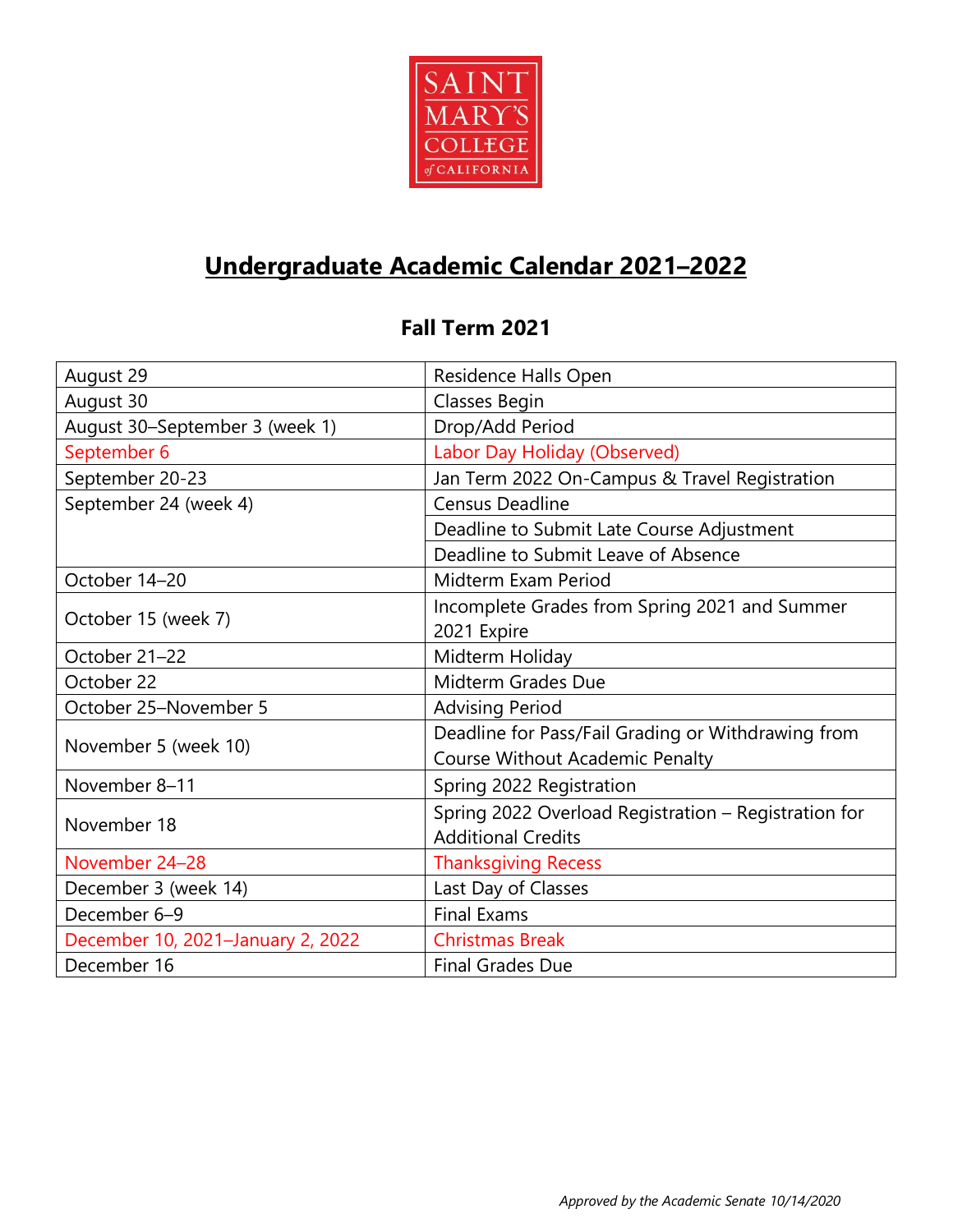SAINT MARY'S COLLEGE of CALIFORNIA

# Undergraduate Academic Calendar 2021–2022

## Fall Term 2021

| | |
|---|---|
| August 29 | Residence Halls Open |
| August 30 | Classes Begin |
| August 30–September 3 (week 1) | Drop/Add Period |
| September 6 | Labor Day Holiday (Observed) |
| September 20-23 | Jan Term 2022 On-Campus & Travel Registration |
| September 24 (week 4) | Census Deadline |
| | Deadline to Submit Late Course Adjustment |
| | Deadline to Submit Leave of Absence |
| October 14–20 | Midterm Exam Period |
| October 15 (week 7) | Incomplete Grades from Spring 2021 and Summer 2021 Expire |
| October 21–22 | Midterm Holiday |
| October 22 | Midterm Grades Due |
| October 25–November 5 | Advising Period |
| November 5 (week 10) | Deadline for Pass/Fail Grading or Withdrawing from Course Without Academic Penalty |
| November 8–11 | Spring 2022 Registration |
| November 18 | Spring 2022 Overload Registration – Registration for Additional Credits |
| November 24–28 | Thanksgiving Recess |
| December 3 (week 14) | Last Day of Classes |
| December 6–9 | Final Exams |
| December 10, 2021–January 2, 2022 | Christmas Break |
| December 16 | Final Grades Due |

*Approved by the Academic Senate 10/14/2020*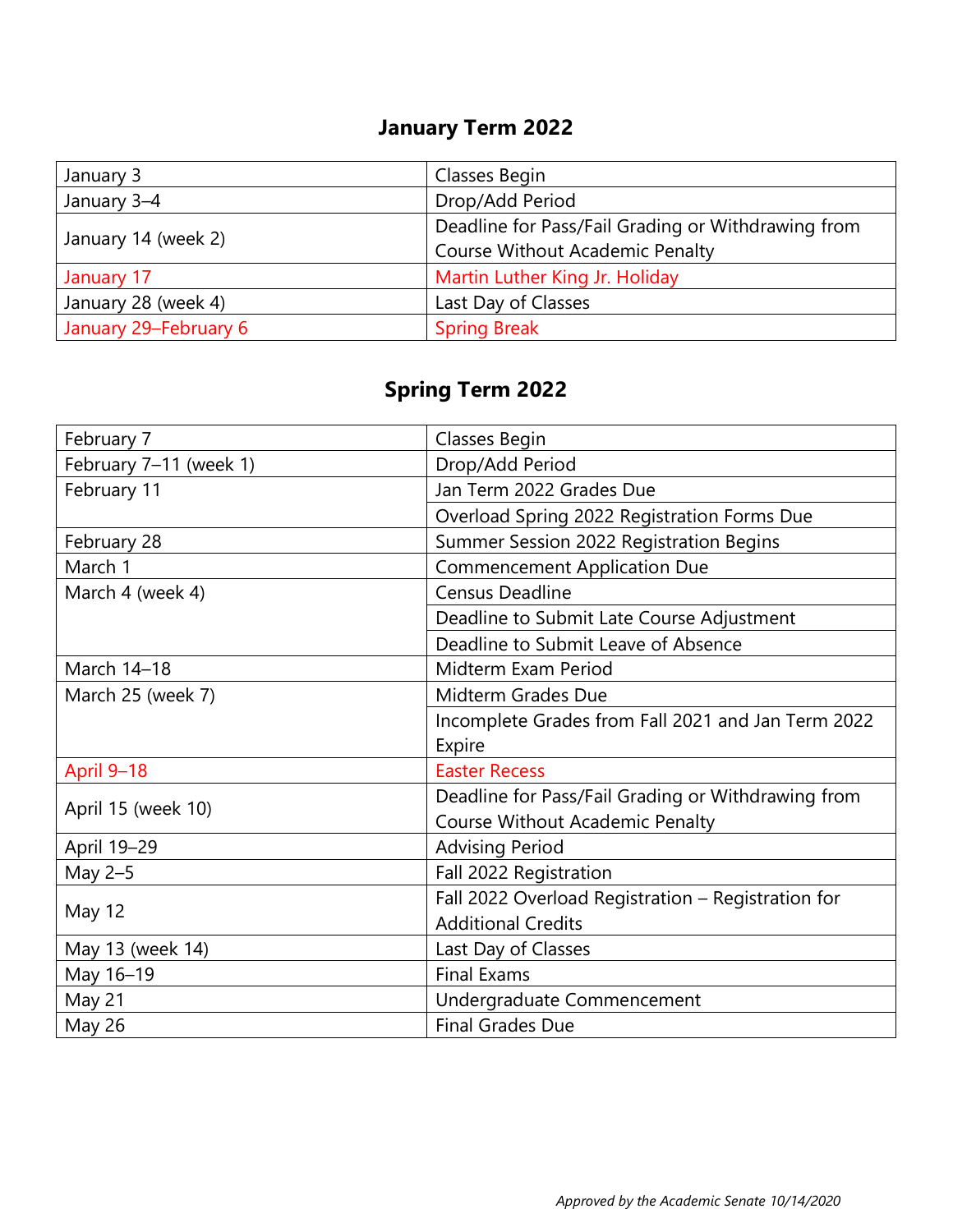## January Term 2022

| | |
|---|---|
| January 3 | Classes Begin |
| January 3–4 | Drop/Add Period |
| January 14 (week 2) | Deadline for Pass/Fail Grading or Withdrawing from Course Without Academic Penalty |
| January 17 | Martin Luther King Jr. Holiday |
| January 28 (week 4) | Last Day of Classes |
| January 29–February 6 | Spring Break |

## Spring Term 2022

| | |
|---|---|
| February 7 | Classes Begin |
| February 7–11 (week 1) | Drop/Add Period |
| February 11 | Jan Term 2022 Grades Due |
| | Overload Spring 2022 Registration Forms Due |
| February 28 | Summer Session 2022 Registration Begins |
| March 1 | Commencement Application Due |
| March 4 (week 4) | Census Deadline |
| | Deadline to Submit Late Course Adjustment |
| | Deadline to Submit Leave of Absence |
| March 14–18 | Midterm Exam Period |
| March 25 (week 7) | Midterm Grades Due |
| | Incomplete Grades from Fall 2021 and Jan Term 2022 Expire |
| April 9–18 | Easter Recess |
| April 15 (week 10) | Deadline for Pass/Fail Grading or Withdrawing from Course Without Academic Penalty |
| April 19–29 | Advising Period |
| May 2–5 | Fall 2022 Registration |
| May 12 | Fall 2022 Overload Registration – Registration for Additional Credits |
| May 13 (week 14) | Last Day of Classes |
| May 16–19 | Final Exams |
| May 21 | Undergraduate Commencement |
| May 26 | Final Grades Due |

*Approved by the Academic Senate 10/14/2020*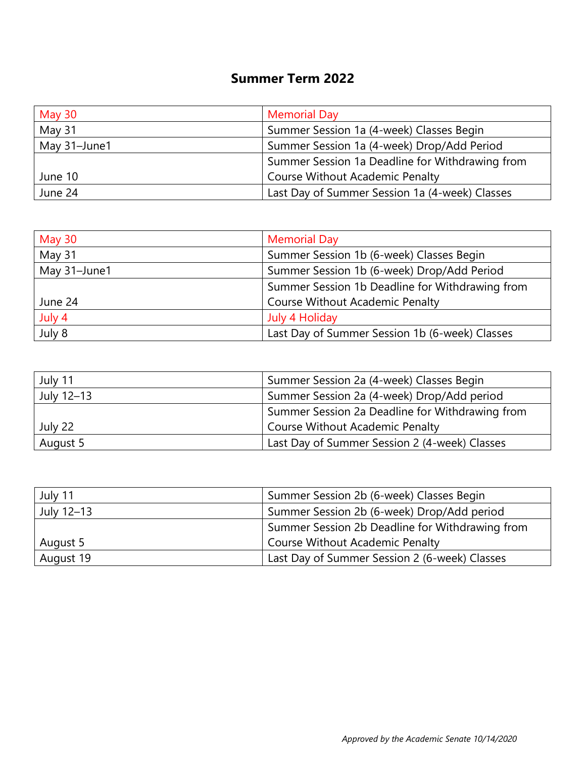## Summer Term 2022

| | |
|---|---|
| May 30 | Memorial Day |
| May 31 | Summer Session 1a (4-week) Classes Begin |
| May 31–June1 | Summer Session 1a (4-week) Drop/Add Period |
| June 10 | Summer Session 1a Deadline for Withdrawing from Course Without Academic Penalty |
| June 24 | Last Day of Summer Session 1a (4-week) Classes |

| | |
|---|---|
| May 30 | Memorial Day |
| May 31 | Summer Session 1b (6-week) Classes Begin |
| May 31–June1 | Summer Session 1b (6-week) Drop/Add Period |
| June 24 | Summer Session 1b Deadline for Withdrawing from Course Without Academic Penalty |
| July 4 | July 4 Holiday |
| July 8 | Last Day of Summer Session 1b (6-week) Classes |

| | |
|---|---|
| July 11 | Summer Session 2a (4-week) Classes Begin |
| July 12–13 | Summer Session 2a (4-week) Drop/Add period |
| July 22 | Summer Session 2a Deadline for Withdrawing from Course Without Academic Penalty |
| August 5 | Last Day of Summer Session 2 (4-week) Classes |

| | |
|---|---|
| July 11 | Summer Session 2b (6-week) Classes Begin |
| July 12–13 | Summer Session 2b (6-week) Drop/Add period |
| August 5 | Summer Session 2b Deadline for Withdrawing from Course Without Academic Penalty |
| August 19 | Last Day of Summer Session 2 (6-week) Classes |

*Approved by the Academic Senate 10/14/2020*